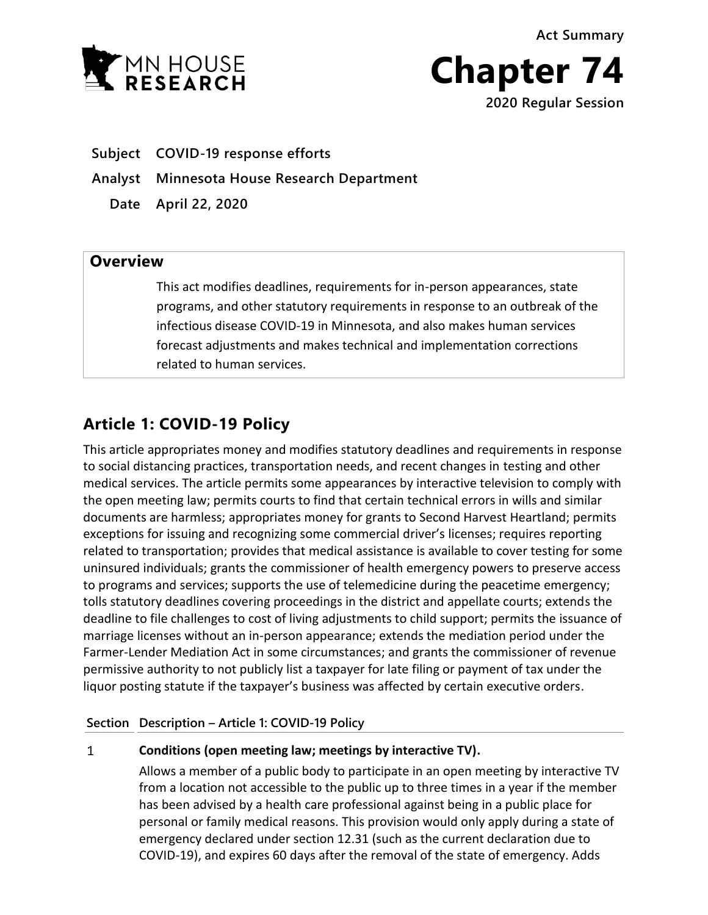Act Summary

# Chapter 74

2020 Regular Session

**Subject** COVID-19 response efforts

**Analyst** Minnesota House Research Department

**Date** April 22, 2020

## Overview

This act modifies deadlines, requirements for in-person appearances, state programs, and other statutory requirements in response to an outbreak of the infectious disease COVID-19 in Minnesota, and also makes human services forecast adjustments and makes technical and implementation corrections related to human services.

## Article 1: COVID-19 Policy

This article appropriates money and modifies statutory deadlines and requirements in response to social distancing practices, transportation needs, and recent changes in testing and other medical services. The article permits some appearances by interactive television to comply with the open meeting law; permits courts to find that certain technical errors in wills and similar documents are harmless; appropriates money for grants to Second Harvest Heartland; permits exceptions for issuing and recognizing some commercial driver's licenses; requires reporting related to transportation; provides that medical assistance is available to cover testing for some uninsured individuals; grants the commissioner of health emergency powers to preserve access to programs and services; supports the use of telemedicine during the peacetime emergency; tolls statutory deadlines covering proceedings in the district and appellate courts; extends the deadline to file challenges to cost of living adjustments to child support; permits the issuance of marriage licenses without an in-person appearance; extends the mediation period under the Farmer-Lender Mediation Act in some circumstances; and grants the commissioner of revenue permissive authority to not publicly list a taxpayer for late filing or payment of tax under the liquor posting statute if the taxpayer's business was affected by certain executive orders.

| Section | Description – Article 1: COVID-19 Policy |
|---|---|
| 1 | **Conditions (open meeting law; meetings by interactive TV).** Allows a member of a public body to participate in an open meeting by interactive TV from a location not accessible to the public up to three times in a year if the member has been advised by a health care professional against being in a public place for personal or family medical reasons. This provision would only apply during a state of emergency declared under section 12.31 (such as the current declaration due to COVID-19), and expires 60 days after the removal of the state of emergency. Adds |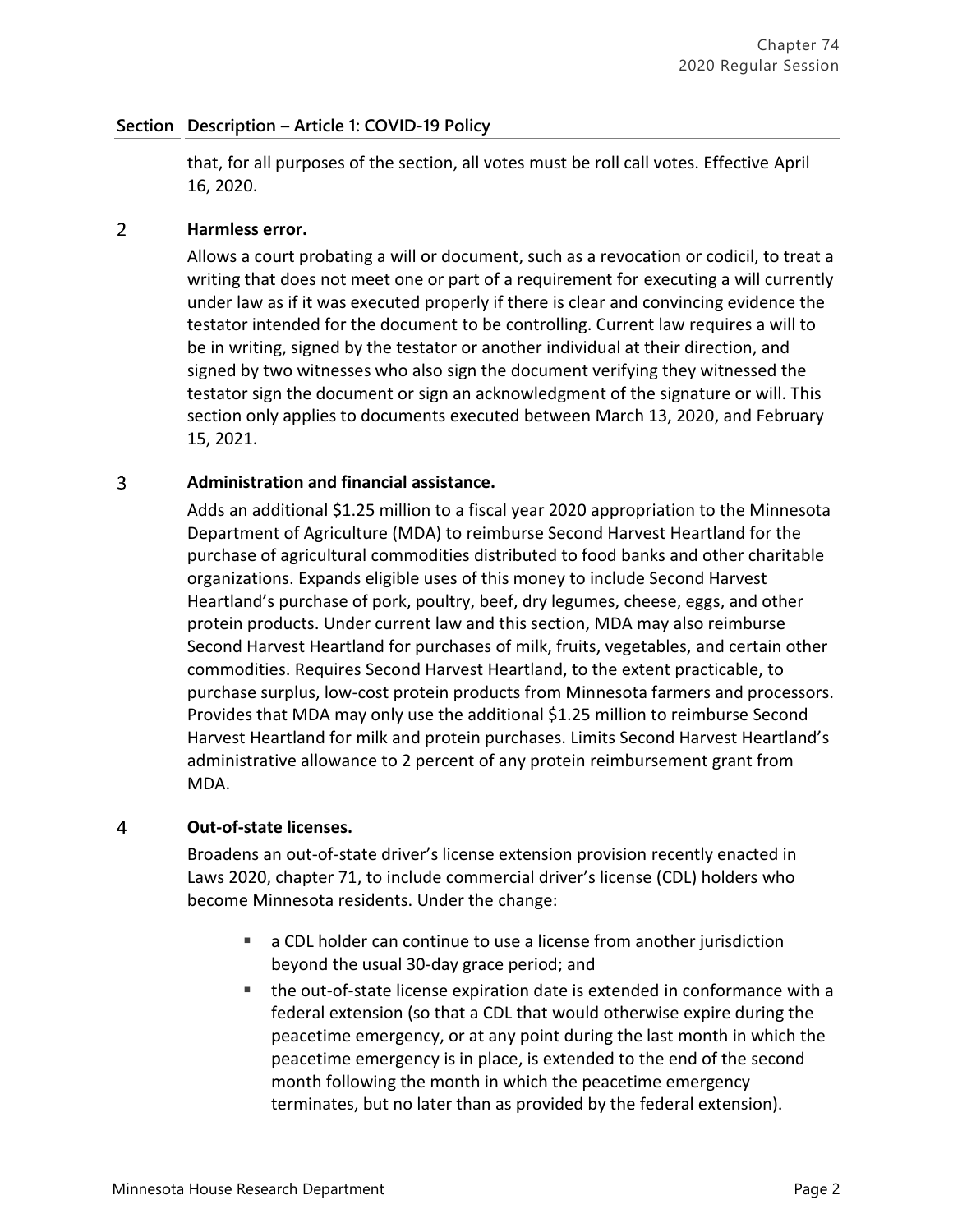| Section | Description – Article 1: COVID-19 Policy |
|---|---|
| | that, for all purposes of the section, all votes must be roll call votes. Effective April 16, 2020. |
| 2 | **Harmless error.**<br>Allows a court probating a will or document, such as a revocation or codicil, to treat a writing that does not meet one or part of a requirement for executing a will currently under law as if it was executed properly if there is clear and convincing evidence the testator intended for the document to be controlling. Current law requires a will to be in writing, signed by the testator or another individual at their direction, and signed by two witnesses who also sign the document verifying they witnessed the testator sign the document or sign an acknowledgment of the signature or will. This section only applies to documents executed between March 13, 2020, and February 15, 2021. |
| 3 | **Administration and financial assistance.**<br>Adds an additional $1.25 million to a fiscal year 2020 appropriation to the Minnesota Department of Agriculture (MDA) to reimburse Second Harvest Heartland for the purchase of agricultural commodities distributed to food banks and other charitable organizations. Expands eligible uses of this money to include Second Harvest Heartland's purchase of pork, poultry, beef, dry legumes, cheese, eggs, and other protein products. Under current law and this section, MDA may also reimburse Second Harvest Heartland for purchases of milk, fruits, vegetables, and certain other commodities. Requires Second Harvest Heartland, to the extent practicable, to purchase surplus, low-cost protein products from Minnesota farmers and processors. Provides that MDA may only use the additional $1.25 million to reimburse Second Harvest Heartland for milk and protein purchases. Limits Second Harvest Heartland's administrative allowance to 2 percent of any protein reimbursement grant from MDA. |
| 4 | **Out-of-state licenses.**<br>Broadens an out-of-state driver's license extension provision recently enacted in Laws 2020, chapter 71, to include commercial driver's license (CDL) holders who become Minnesota residents. Under the change:<br>▪ a CDL holder can continue to use a license from another jurisdiction beyond the usual 30-day grace period; and<br>▪ the out-of-state license expiration date is extended in conformance with a federal extension (so that a CDL that would otherwise expire during the peacetime emergency, or at any point during the last month in which the peacetime emergency is in place, is extended to the end of the second month following the month in which the peacetime emergency terminates, but no later than as provided by the federal extension). |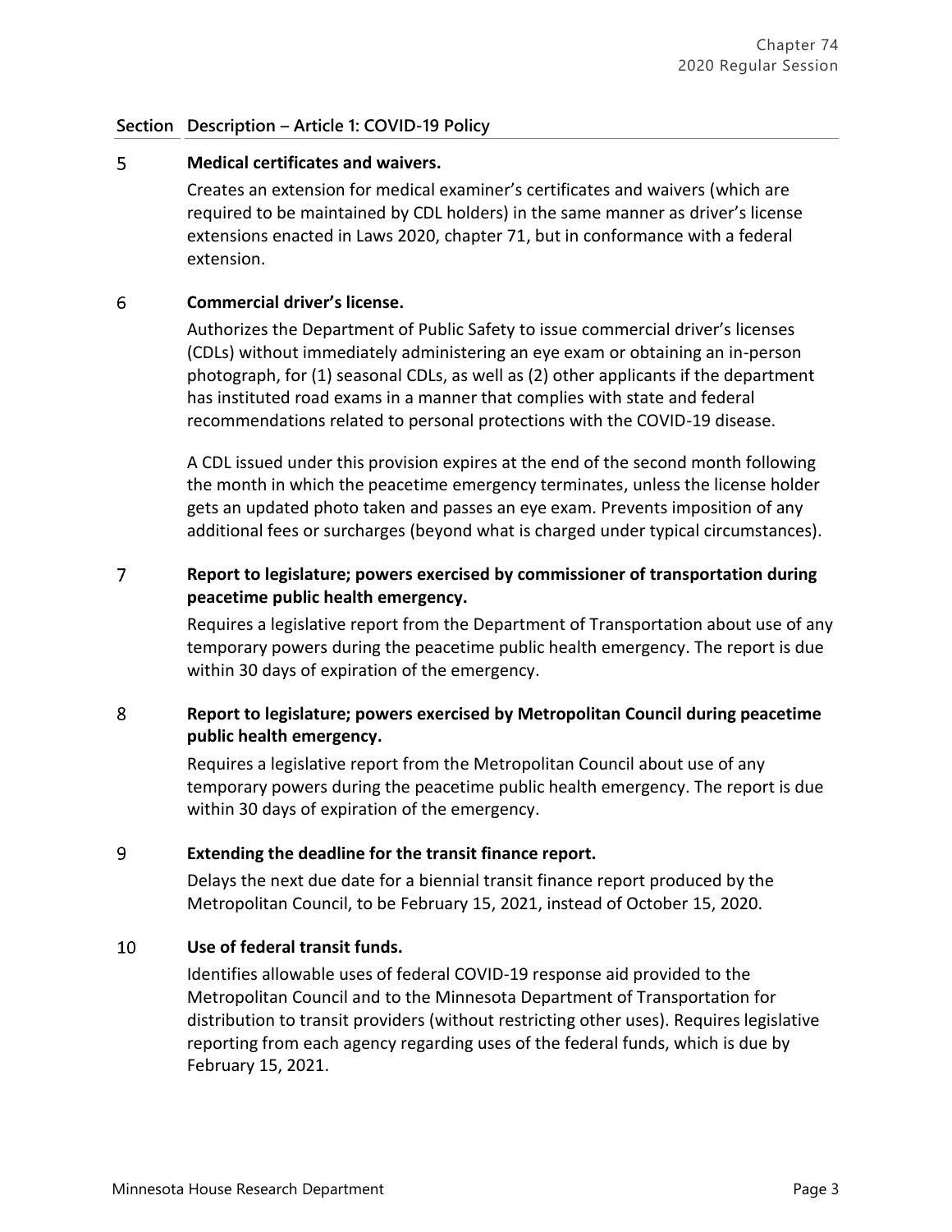| Section | Description – Article 1: COVID-19 Policy |
|---|---|
| 5 | **Medical certificates and waivers.**<br>Creates an extension for medical examiner's certificates and waivers (which are required to be maintained by CDL holders) in the same manner as driver's license extensions enacted in Laws 2020, chapter 71, but in conformance with a federal extension. |
| 6 | **Commercial driver's license.**<br>Authorizes the Department of Public Safety to issue commercial driver's licenses (CDLs) without immediately administering an eye exam or obtaining an in-person photograph, for (1) seasonal CDLs, as well as (2) other applicants if the department has instituted road exams in a manner that complies with state and federal recommendations related to personal protections with the COVID-19 disease.<br><br>A CDL issued under this provision expires at the end of the second month following the month in which the peacetime emergency terminates, unless the license holder gets an updated photo taken and passes an eye exam. Prevents imposition of any additional fees or surcharges (beyond what is charged under typical circumstances). |
| 7 | **Report to legislature; powers exercised by commissioner of transportation during peacetime public health emergency.**<br>Requires a legislative report from the Department of Transportation about use of any temporary powers during the peacetime public health emergency. The report is due within 30 days of expiration of the emergency. |
| 8 | **Report to legislature; powers exercised by Metropolitan Council during peacetime public health emergency.**<br>Requires a legislative report from the Metropolitan Council about use of any temporary powers during the peacetime public health emergency. The report is due within 30 days of expiration of the emergency. |
| 9 | **Extending the deadline for the transit finance report.**<br>Delays the next due date for a biennial transit finance report produced by the Metropolitan Council, to be February 15, 2021, instead of October 15, 2020. |
| 10 | **Use of federal transit funds.**<br>Identifies allowable uses of federal COVID-19 response aid provided to the Metropolitan Council and to the Minnesota Department of Transportation for distribution to transit providers (without restricting other uses). Requires legislative reporting from each agency regarding uses of the federal funds, which is due by February 15, 2021. |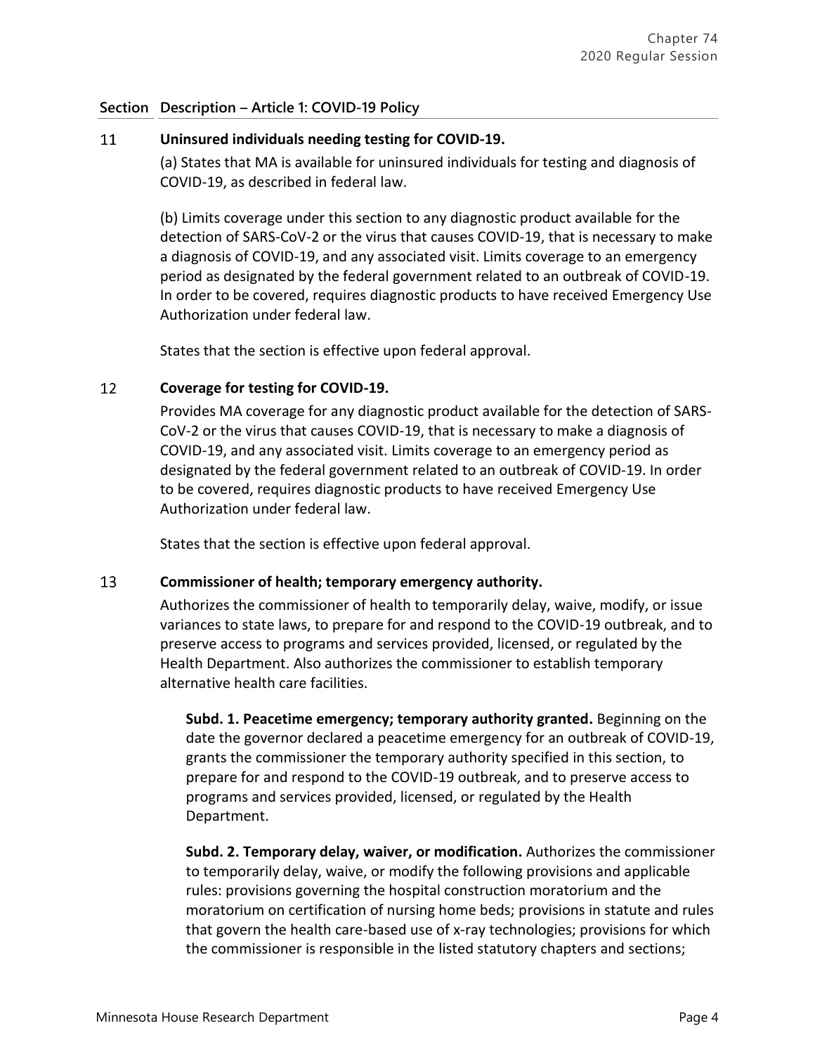| Section | Description – Article 1: COVID-19 Policy |
|---|---|

**11 Uninsured individuals needing testing for COVID-19.**

(a) States that MA is available for uninsured individuals for testing and diagnosis of COVID-19, as described in federal law.

(b) Limits coverage under this section to any diagnostic product available for the detection of SARS-CoV-2 or the virus that causes COVID-19, that is necessary to make a diagnosis of COVID-19, and any associated visit. Limits coverage to an emergency period as designated by the federal government related to an outbreak of COVID-19. In order to be covered, requires diagnostic products to have received Emergency Use Authorization under federal law.

States that the section is effective upon federal approval.

**12 Coverage for testing for COVID-19.**

Provides MA coverage for any diagnostic product available for the detection of SARS-CoV-2 or the virus that causes COVID-19, that is necessary to make a diagnosis of COVID-19, and any associated visit. Limits coverage to an emergency period as designated by the federal government related to an outbreak of COVID-19. In order to be covered, requires diagnostic products to have received Emergency Use Authorization under federal law.

States that the section is effective upon federal approval.

**13 Commissioner of health; temporary emergency authority.**

Authorizes the commissioner of health to temporarily delay, waive, modify, or issue variances to state laws, to prepare for and respond to the COVID-19 outbreak, and to preserve access to programs and services provided, licensed, or regulated by the Health Department. Also authorizes the commissioner to establish temporary alternative health care facilities.

**Subd. 1. Peacetime emergency; temporary authority granted.** Beginning on the date the governor declared a peacetime emergency for an outbreak of COVID-19, grants the commissioner the temporary authority specified in this section, to prepare for and respond to the COVID-19 outbreak, and to preserve access to programs and services provided, licensed, or regulated by the Health Department.

**Subd. 2. Temporary delay, waiver, or modification.** Authorizes the commissioner to temporarily delay, waive, or modify the following provisions and applicable rules: provisions governing the hospital construction moratorium and the moratorium on certification of nursing home beds; provisions in statute and rules that govern the health care-based use of x-ray technologies; provisions for which the commissioner is responsible in the listed statutory chapters and sections;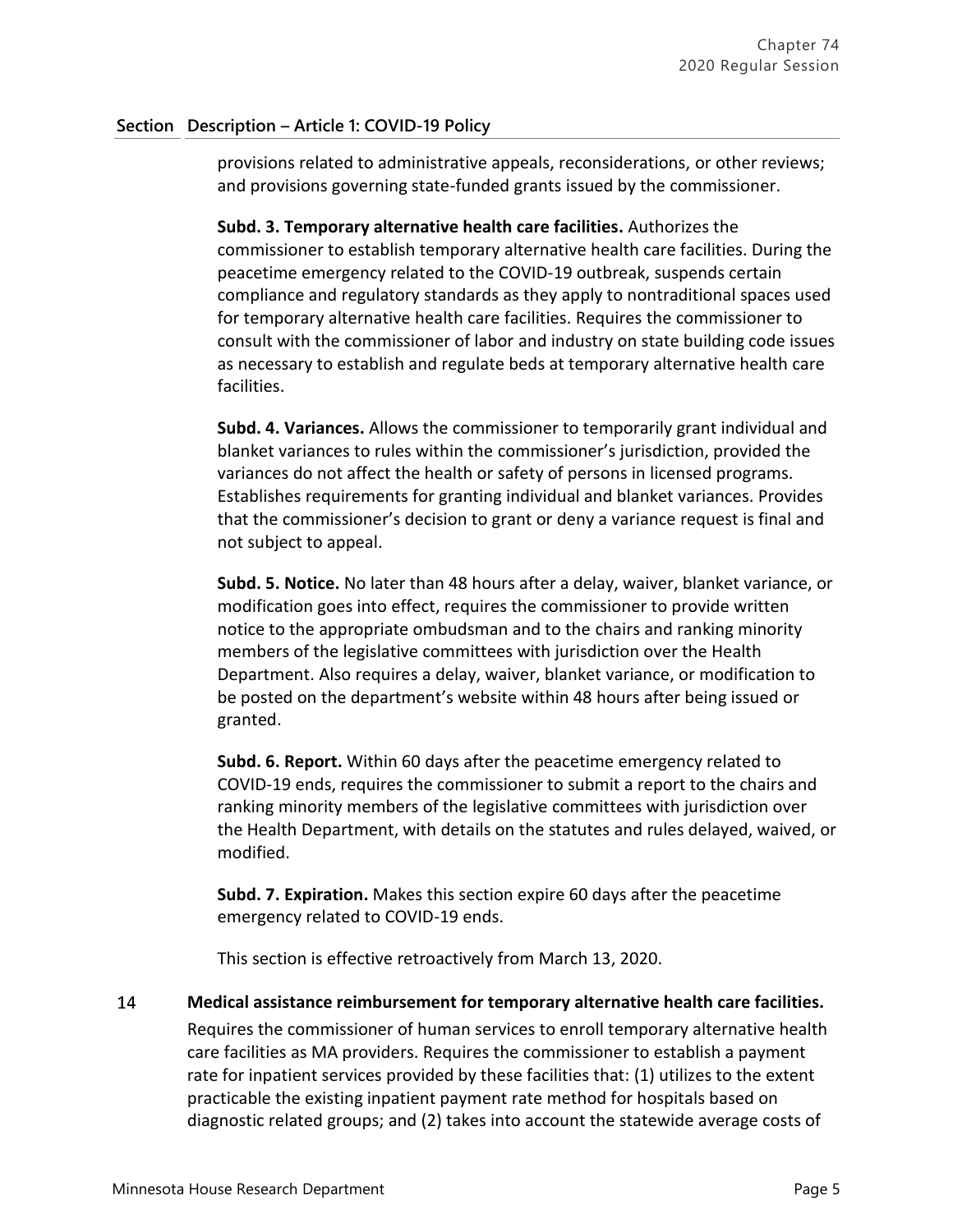| Section | Description – Article 1: COVID-19 Policy |
|---|---|
| | provisions related to administrative appeals, reconsiderations, or other reviews; and provisions governing state-funded grants issued by the commissioner.<br><br>**Subd. 3. Temporary alternative health care facilities.** Authorizes the commissioner to establish temporary alternative health care facilities. During the peacetime emergency related to the COVID-19 outbreak, suspends certain compliance and regulatory standards as they apply to nontraditional spaces used for temporary alternative health care facilities. Requires the commissioner to consult with the commissioner of labor and industry on state building code issues as necessary to establish and regulate beds at temporary alternative health care facilities.<br><br>**Subd. 4. Variances.** Allows the commissioner to temporarily grant individual and blanket variances to rules within the commissioner's jurisdiction, provided the variances do not affect the health or safety of persons in licensed programs. Establishes requirements for granting individual and blanket variances. Provides that the commissioner's decision to grant or deny a variance request is final and not subject to appeal.<br><br>**Subd. 5. Notice.** No later than 48 hours after a delay, waiver, blanket variance, or modification goes into effect, requires the commissioner to provide written notice to the appropriate ombudsman and to the chairs and ranking minority members of the legislative committees with jurisdiction over the Health Department. Also requires a delay, waiver, blanket variance, or modification to be posted on the department's website within 48 hours after being issued or granted.<br><br>**Subd. 6. Report.** Within 60 days after the peacetime emergency related to COVID-19 ends, requires the commissioner to submit a report to the chairs and ranking minority members of the legislative committees with jurisdiction over the Health Department, with details on the statutes and rules delayed, waived, or modified.<br><br>**Subd. 7. Expiration.** Makes this section expire 60 days after the peacetime emergency related to COVID-19 ends.<br><br>This section is effective retroactively from March 13, 2020. |
| 14 | **Medical assistance reimbursement for temporary alternative health care facilities.**<br>Requires the commissioner of human services to enroll temporary alternative health care facilities as MA providers. Requires the commissioner to establish a payment rate for inpatient services provided by these facilities that: (1) utilizes to the extent practicable the existing inpatient payment rate method for hospitals based on diagnostic related groups; and (2) takes into account the statewide average costs of |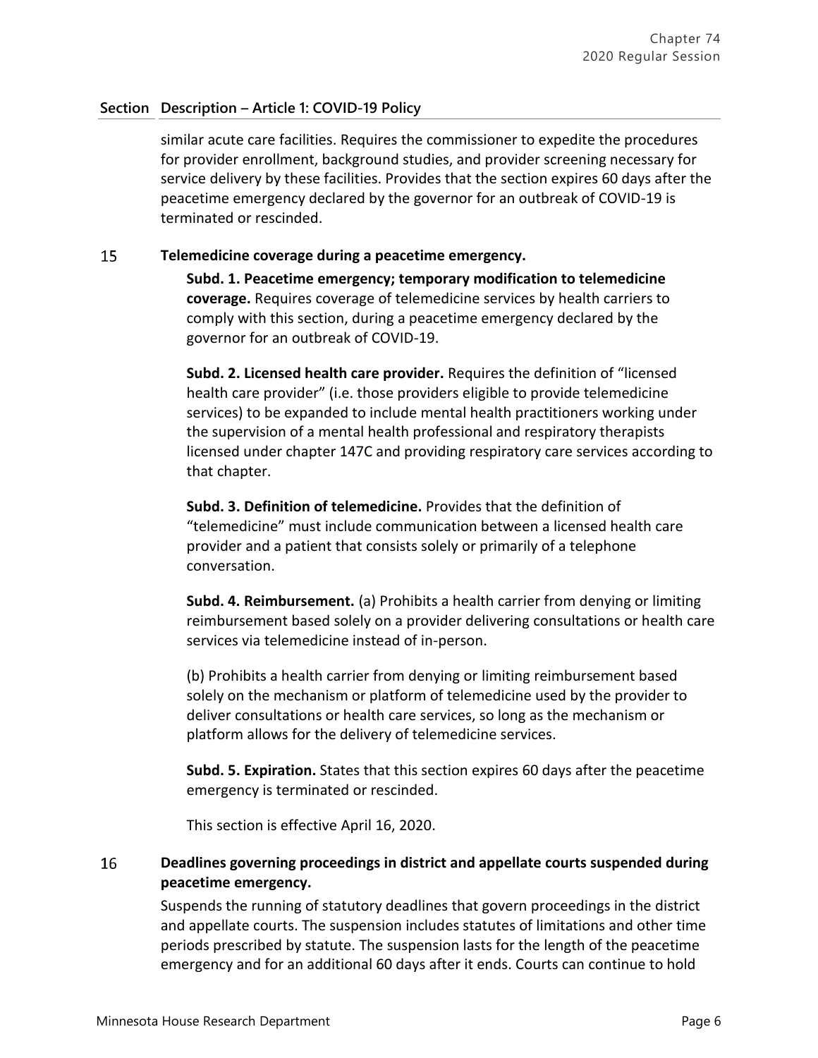## Section Description – Article 1: COVID-19 Policy

similar acute care facilities. Requires the commissioner to expedite the procedures for provider enrollment, background studies, and provider screening necessary for service delivery by these facilities. Provides that the section expires 60 days after the peacetime emergency declared by the governor for an outbreak of COVID-19 is terminated or rescinded.

### 15 Telemedicine coverage during a peacetime emergency.

**Subd. 1. Peacetime emergency; temporary modification to telemedicine coverage.** Requires coverage of telemedicine services by health carriers to comply with this section, during a peacetime emergency declared by the governor for an outbreak of COVID-19.

**Subd. 2. Licensed health care provider.** Requires the definition of "licensed health care provider" (i.e. those providers eligible to provide telemedicine services) to be expanded to include mental health practitioners working under the supervision of a mental health professional and respiratory therapists licensed under chapter 147C and providing respiratory care services according to that chapter.

**Subd. 3. Definition of telemedicine.** Provides that the definition of "telemedicine" must include communication between a licensed health care provider and a patient that consists solely or primarily of a telephone conversation.

**Subd. 4. Reimbursement.** (a) Prohibits a health carrier from denying or limiting reimbursement based solely on a provider delivering consultations or health care services via telemedicine instead of in-person.

(b) Prohibits a health carrier from denying or limiting reimbursement based solely on the mechanism or platform of telemedicine used by the provider to deliver consultations or health care services, so long as the mechanism or platform allows for the delivery of telemedicine services.

**Subd. 5. Expiration.** States that this section expires 60 days after the peacetime emergency is terminated or rescinded.

This section is effective April 16, 2020.

### 16 Deadlines governing proceedings in district and appellate courts suspended during peacetime emergency.

Suspends the running of statutory deadlines that govern proceedings in the district and appellate courts. The suspension includes statutes of limitations and other time periods prescribed by statute. The suspension lasts for the length of the peacetime emergency and for an additional 60 days after it ends. Courts can continue to hold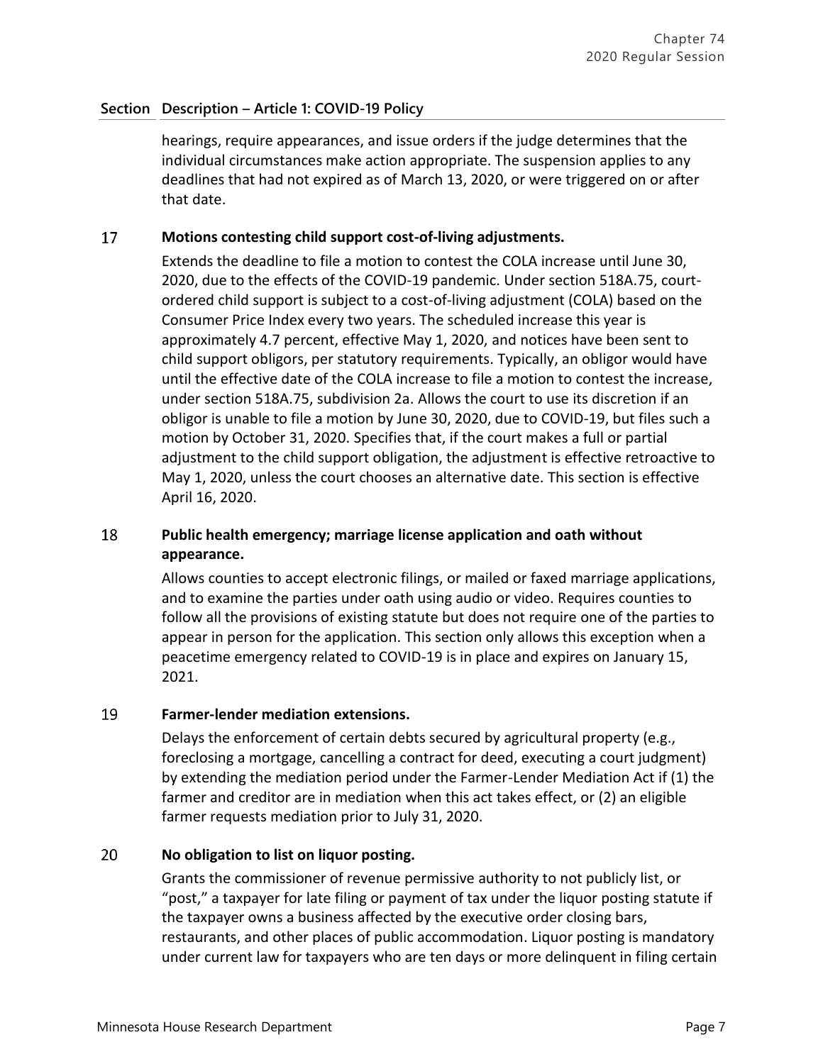| Section | Description – Article 1: COVID-19 Policy |
|---|---|
| | hearings, require appearances, and issue orders if the judge determines that the individual circumstances make action appropriate. The suspension applies to any deadlines that had not expired as of March 13, 2020, or were triggered on or after that date. |
| 17 | **Motions contesting child support cost-of-living adjustments.**<br><br>Extends the deadline to file a motion to contest the COLA increase until June 30, 2020, due to the effects of the COVID-19 pandemic. Under section 518A.75, court-ordered child support is subject to a cost-of-living adjustment (COLA) based on the Consumer Price Index every two years. The scheduled increase this year is approximately 4.7 percent, effective May 1, 2020, and notices have been sent to child support obligors, per statutory requirements. Typically, an obligor would have until the effective date of the COLA increase to file a motion to contest the increase, under section 518A.75, subdivision 2a. Allows the court to use its discretion if an obligor is unable to file a motion by June 30, 2020, due to COVID-19, but files such a motion by October 31, 2020. Specifies that, if the court makes a full or partial adjustment to the child support obligation, the adjustment is effective retroactive to May 1, 2020, unless the court chooses an alternative date. This section is effective April 16, 2020. |
| 18 | **Public health emergency; marriage license application and oath without appearance.**<br><br>Allows counties to accept electronic filings, or mailed or faxed marriage applications, and to examine the parties under oath using audio or video. Requires counties to follow all the provisions of existing statute but does not require one of the parties to appear in person for the application. This section only allows this exception when a peacetime emergency related to COVID-19 is in place and expires on January 15, 2021. |
| 19 | **Farmer-lender mediation extensions.**<br><br>Delays the enforcement of certain debts secured by agricultural property (e.g., foreclosing a mortgage, cancelling a contract for deed, executing a court judgment) by extending the mediation period under the Farmer-Lender Mediation Act if (1) the farmer and creditor are in mediation when this act takes effect, or (2) an eligible farmer requests mediation prior to July 31, 2020. |
| 20 | **No obligation to list on liquor posting.**<br><br>Grants the commissioner of revenue permissive authority to not publicly list, or "post," a taxpayer for late filing or payment of tax under the liquor posting statute if the taxpayer owns a business affected by the executive order closing bars, restaurants, and other places of public accommodation. Liquor posting is mandatory under current law for taxpayers who are ten days or more delinquent in filing certain |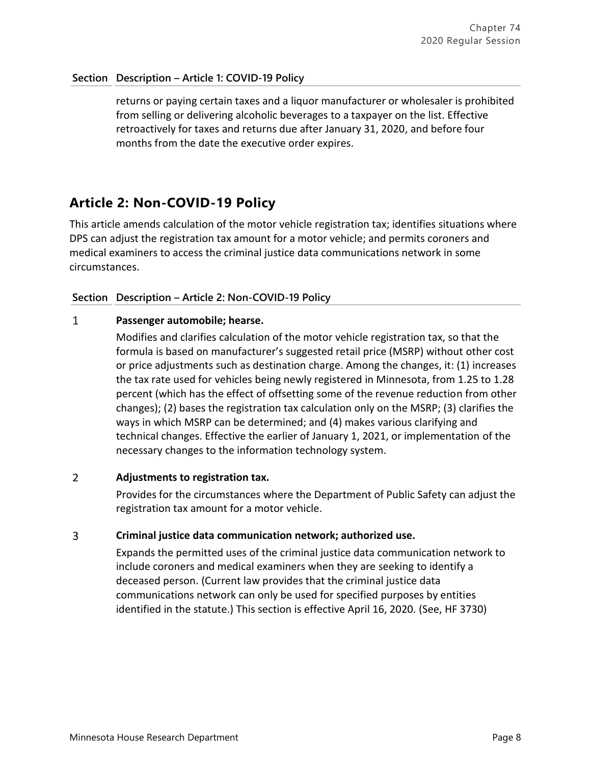| Section | Description – Article 1: COVID-19 Policy |
|---|---|
| | returns or paying certain taxes and a liquor manufacturer or wholesaler is prohibited from selling or delivering alcoholic beverages to a taxpayer on the list. Effective retroactively for taxes and returns due after January 31, 2020, and before four months from the date the executive order expires. |

## Article 2: Non-COVID-19 Policy

This article amends calculation of the motor vehicle registration tax; identifies situations where DPS can adjust the registration tax amount for a motor vehicle; and permits coroners and medical examiners to access the criminal justice data communications network in some circumstances.

| Section | Description – Article 2: Non-COVID-19 Policy |
|---|---|
| 1 | **Passenger automobile; hearse.** Modifies and clarifies calculation of the motor vehicle registration tax, so that the formula is based on manufacturer's suggested retail price (MSRP) without other cost or price adjustments such as destination charge. Among the changes, it: (1) increases the tax rate used for vehicles being newly registered in Minnesota, from 1.25 to 1.28 percent (which has the effect of offsetting some of the revenue reduction from other changes); (2) bases the registration tax calculation only on the MSRP; (3) clarifies the ways in which MSRP can be determined; and (4) makes various clarifying and technical changes. Effective the earlier of January 1, 2021, or implementation of the necessary changes to the information technology system. |
| 2 | **Adjustments to registration tax.** Provides for the circumstances where the Department of Public Safety can adjust the registration tax amount for a motor vehicle. |
| 3 | **Criminal justice data communication network; authorized use.** Expands the permitted uses of the criminal justice data communication network to include coroners and medical examiners when they are seeking to identify a deceased person. (Current law provides that the criminal justice data communications network can only be used for specified purposes by entities identified in the statute.) This section is effective April 16, 2020. (See, HF 3730) |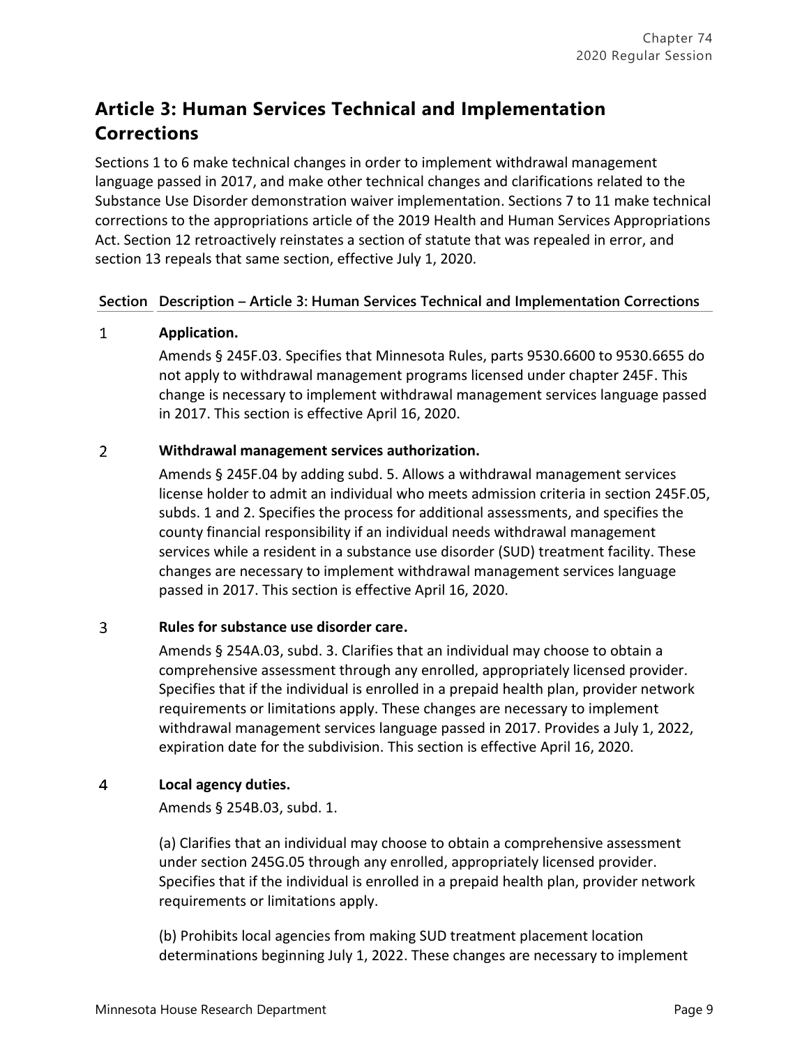## Article 3: Human Services Technical and Implementation Corrections

Sections 1 to 6 make technical changes in order to implement withdrawal management language passed in 2017, and make other technical changes and clarifications related to the Substance Use Disorder demonstration waiver implementation. Sections 7 to 11 make technical corrections to the appropriations article of the 2019 Health and Human Services Appropriations Act. Section 12 retroactively reinstates a section of statute that was repealed in error, and section 13 repeals that same section, effective July 1, 2020.

| Section | Description – Article 3: Human Services Technical and Implementation Corrections |
|---|---|
| 1 | **Application.**<br><br>Amends § 245F.03. Specifies that Minnesota Rules, parts 9530.6600 to 9530.6655 do not apply to withdrawal management programs licensed under chapter 245F. This change is necessary to implement withdrawal management services language passed in 2017. This section is effective April 16, 2020. |
| 2 | **Withdrawal management services authorization.**<br><br>Amends § 245F.04 by adding subd. 5. Allows a withdrawal management services license holder to admit an individual who meets admission criteria in section 245F.05, subds. 1 and 2. Specifies the process for additional assessments, and specifies the county financial responsibility if an individual needs withdrawal management services while a resident in a substance use disorder (SUD) treatment facility. These changes are necessary to implement withdrawal management services language passed in 2017. This section is effective April 16, 2020. |
| 3 | **Rules for substance use disorder care.**<br><br>Amends § 254A.03, subd. 3. Clarifies that an individual may choose to obtain a comprehensive assessment through any enrolled, appropriately licensed provider. Specifies that if the individual is enrolled in a prepaid health plan, provider network requirements or limitations apply. These changes are necessary to implement withdrawal management services language passed in 2017. Provides a July 1, 2022, expiration date for the subdivision. This section is effective April 16, 2020. |
| 4 | **Local agency duties.**<br><br>Amends § 254B.03, subd. 1.<br><br>(a) Clarifies that an individual may choose to obtain a comprehensive assessment under section 245G.05 through any enrolled, appropriately licensed provider. Specifies that if the individual is enrolled in a prepaid health plan, provider network requirements or limitations apply.<br><br>(b) Prohibits local agencies from making SUD treatment placement location determinations beginning July 1, 2022. These changes are necessary to implement |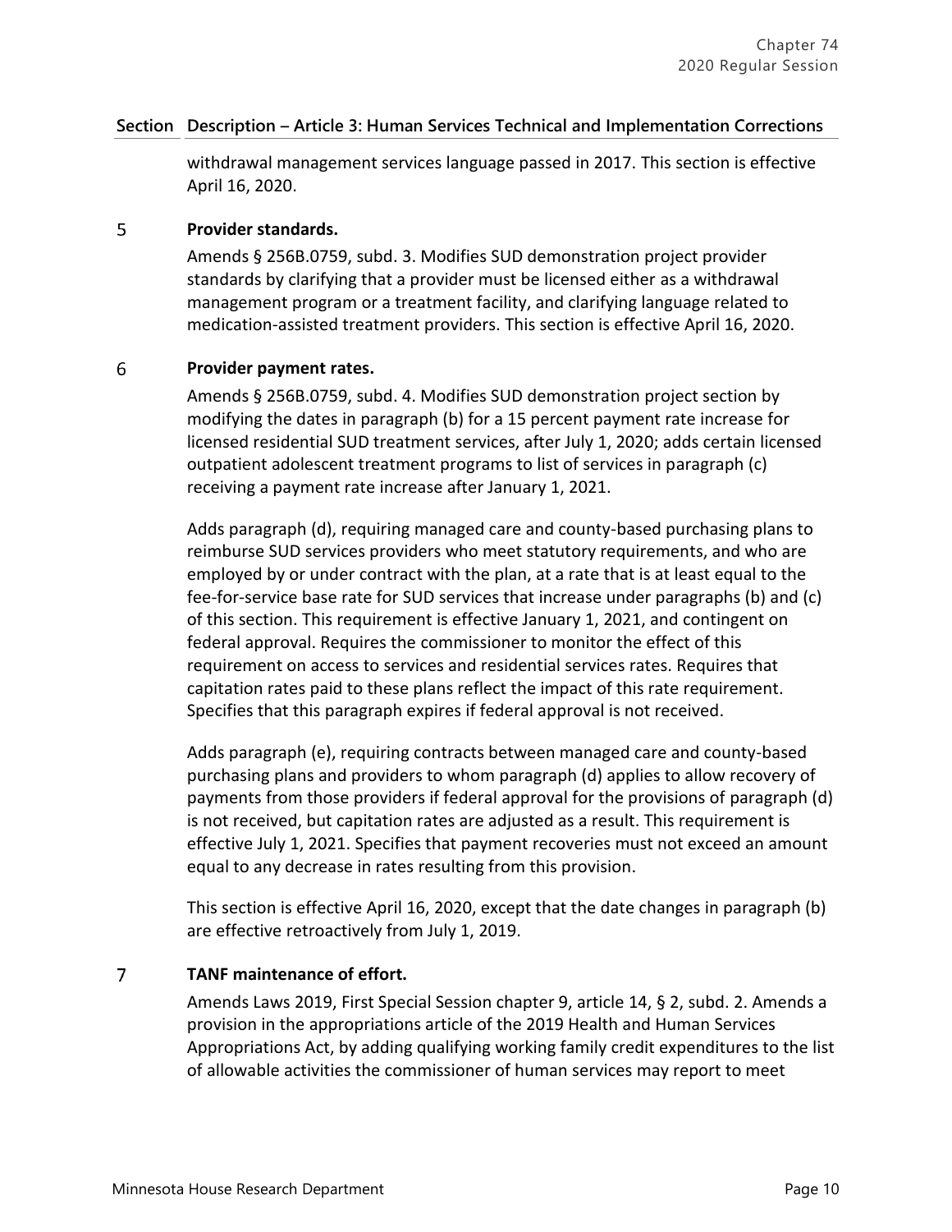| Section | Description – Article 3: Human Services Technical and Implementation Corrections |
|---|---|
| | withdrawal management services language passed in 2017. This section is effective April 16, 2020. |
| 5 | **Provider standards.**<br>Amends § 256B.0759, subd. 3. Modifies SUD demonstration project provider standards by clarifying that a provider must be licensed either as a withdrawal management program or a treatment facility, and clarifying language related to medication-assisted treatment providers. This section is effective April 16, 2020. |
| 6 | **Provider payment rates.**<br>Amends § 256B.0759, subd. 4. Modifies SUD demonstration project section by modifying the dates in paragraph (b) for a 15 percent payment rate increase for licensed residential SUD treatment services, after July 1, 2020; adds certain licensed outpatient adolescent treatment programs to list of services in paragraph (c) receiving a payment rate increase after January 1, 2021.<br><br>Adds paragraph (d), requiring managed care and county-based purchasing plans to reimburse SUD services providers who meet statutory requirements, and who are employed by or under contract with the plan, at a rate that is at least equal to the fee-for-service base rate for SUD services that increase under paragraphs (b) and (c) of this section. This requirement is effective January 1, 2021, and contingent on federal approval. Requires the commissioner to monitor the effect of this requirement on access to services and residential services rates. Requires that capitation rates paid to these plans reflect the impact of this rate requirement. Specifies that this paragraph expires if federal approval is not received.<br><br>Adds paragraph (e), requiring contracts between managed care and county-based purchasing plans and providers to whom paragraph (d) applies to allow recovery of payments from those providers if federal approval for the provisions of paragraph (d) is not received, but capitation rates are adjusted as a result. This requirement is effective July 1, 2021. Specifies that payment recoveries must not exceed an amount equal to any decrease in rates resulting from this provision.<br><br>This section is effective April 16, 2020, except that the date changes in paragraph (b) are effective retroactively from July 1, 2019. |
| 7 | **TANF maintenance of effort.**<br>Amends Laws 2019, First Special Session chapter 9, article 14, § 2, subd. 2. Amends a provision in the appropriations article of the 2019 Health and Human Services Appropriations Act, by adding qualifying working family credit expenditures to the list of allowable activities the commissioner of human services may report to meet |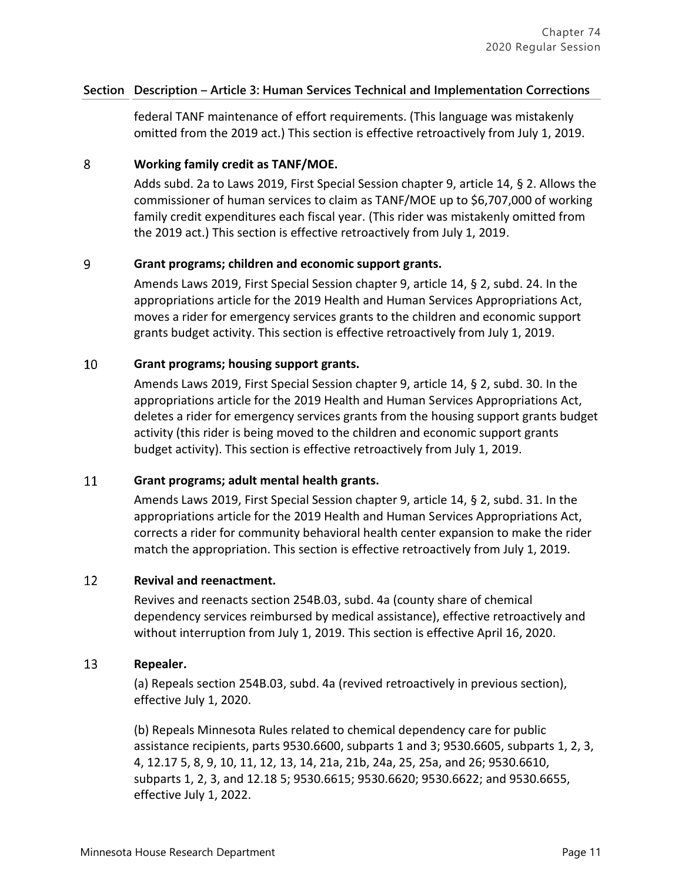## Section Description – Article 3: Human Services Technical and Implementation Corrections

federal TANF maintenance of effort requirements. (This language was mistakenly omitted from the 2019 act.) This section is effective retroactively from July 1, 2019.

**8 Working family credit as TANF/MOE.**

Adds subd. 2a to Laws 2019, First Special Session chapter 9, article 14, § 2. Allows the commissioner of human services to claim as TANF/MOE up to $6,707,000 of working family credit expenditures each fiscal year. (This rider was mistakenly omitted from the 2019 act.) This section is effective retroactively from July 1, 2019.

**9 Grant programs; children and economic support grants.**

Amends Laws 2019, First Special Session chapter 9, article 14, § 2, subd. 24. In the appropriations article for the 2019 Health and Human Services Appropriations Act, moves a rider for emergency services grants to the children and economic support grants budget activity. This section is effective retroactively from July 1, 2019.

**10 Grant programs; housing support grants.**

Amends Laws 2019, First Special Session chapter 9, article 14, § 2, subd. 30. In the appropriations article for the 2019 Health and Human Services Appropriations Act, deletes a rider for emergency services grants from the housing support grants budget activity (this rider is being moved to the children and economic support grants budget activity). This section is effective retroactively from July 1, 2019.

**11 Grant programs; adult mental health grants.**

Amends Laws 2019, First Special Session chapter 9, article 14, § 2, subd. 31. In the appropriations article for the 2019 Health and Human Services Appropriations Act, corrects a rider for community behavioral health center expansion to make the rider match the appropriation. This section is effective retroactively from July 1, 2019.

**12 Revival and reenactment.**

Revives and reenacts section 254B.03, subd. 4a (county share of chemical dependency services reimbursed by medical assistance), effective retroactively and without interruption from July 1, 2019. This section is effective April 16, 2020.

**13 Repealer.**

(a) Repeals section 254B.03, subd. 4a (revived retroactively in previous section), effective July 1, 2020.

(b) Repeals Minnesota Rules related to chemical dependency care for public assistance recipients, parts 9530.6600, subparts 1 and 3; 9530.6605, subparts 1, 2, 3, 4, 12.17 5, 8, 9, 10, 11, 12, 13, 14, 21a, 21b, 24a, 25, 25a, and 26; 9530.6610, subparts 1, 2, 3, and 12.18 5; 9530.6615; 9530.6620; 9530.6622; and 9530.6655, effective July 1, 2022.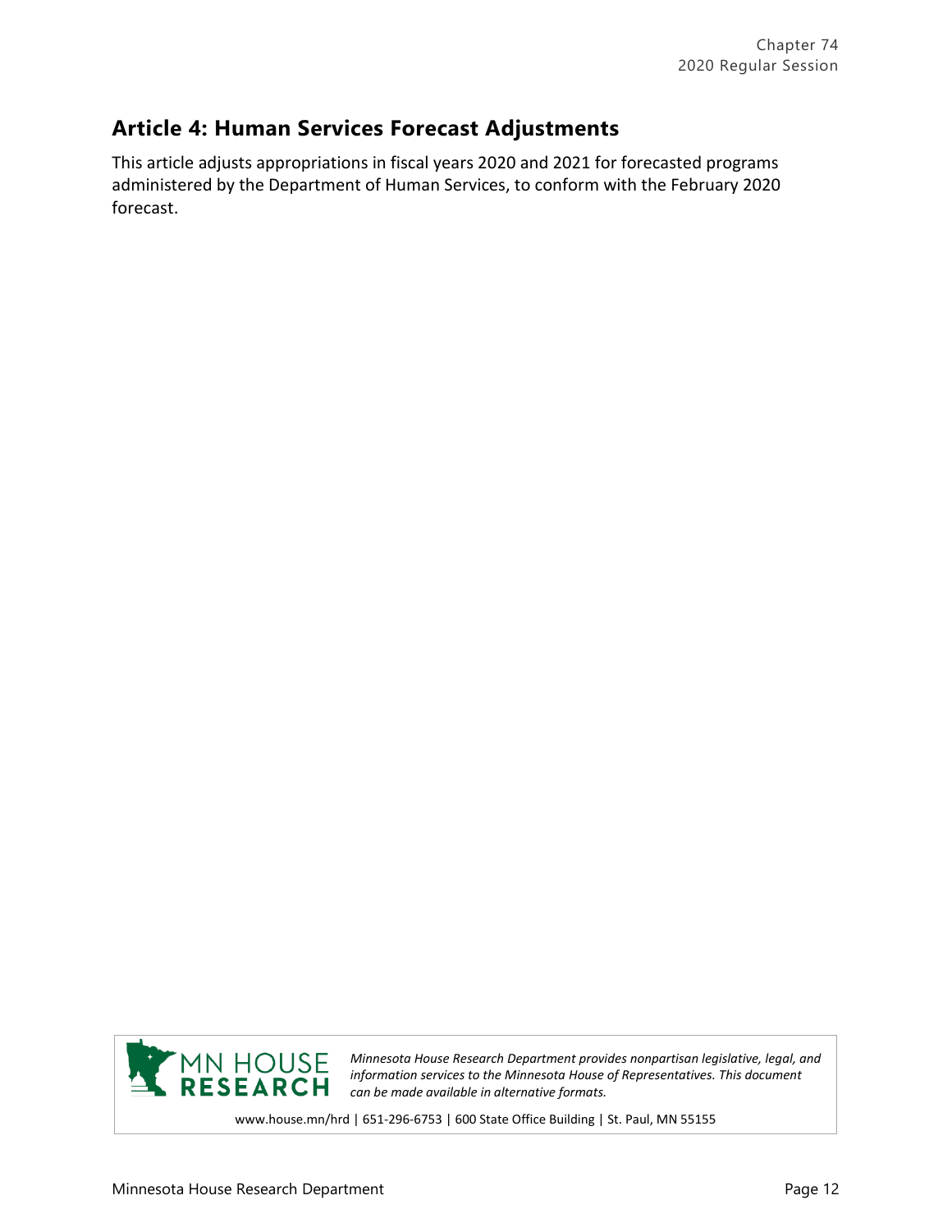## Article 4: Human Services Forecast Adjustments

This article adjusts appropriations in fiscal years 2020 and 2021 for forecasted programs administered by the Department of Human Services, to conform with the February 2020 forecast.

MN HOUSE RESEARCH

*Minnesota House Research Department provides nonpartisan legislative, legal, and information services to the Minnesota House of Representatives. This document can be made available in alternative formats.*

www.house.mn/hrd | 651-296-6753 | 600 State Office Building | St. Paul, MN 55155